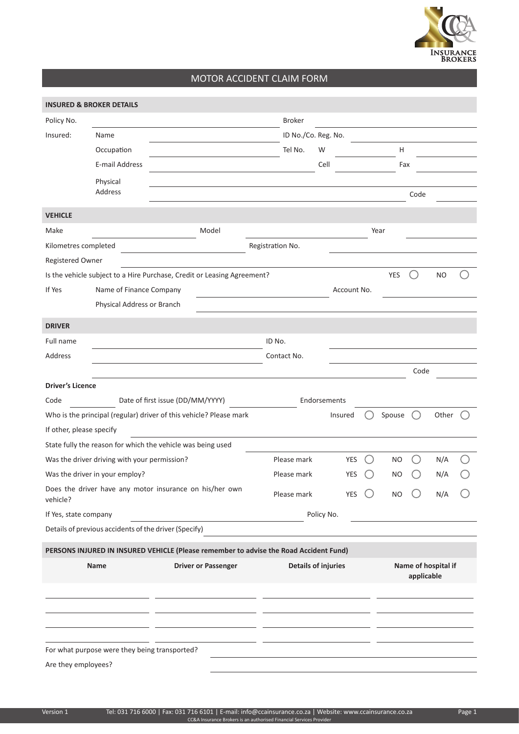# MOTOR ACCIDENT CLAIM FORM

## INSURED & BROKER DETAILS

Policy No. \_\_\_\_\_\_\_\_\_\_ Broker \_\_\_\_\_\_\_\_\_\_

Insured: Name \_\_\_\_\_\_\_\_\_\_ ID No./Co. Reg. No. \_\_\_\_\_\_\_\_\_\_

Occupation \_\_\_\_\_\_\_\_\_\_ Tel No. W \_\_\_\_\_\_\_\_\_\_ H \_\_\_\_\_\_\_\_\_\_

E-mail Address \_\_\_\_\_\_\_\_\_\_ Cell \_\_\_\_\_\_\_\_\_\_ Fax \_\_\_\_\_\_\_\_\_\_

Physical Address \_\_\_\_\_\_\_\_\_\_ Code \_\_\_\_\_\_\_\_\_\_

## VEHICLE

Make \_\_\_\_\_\_\_\_\_\_ Model \_\_\_\_\_\_\_\_\_\_ Year \_\_\_\_\_\_\_\_\_\_

Kilometres completed \_\_\_\_\_\_\_\_\_\_ Registration No. \_\_\_\_\_\_\_\_\_\_

Registered Owner \_\_\_\_\_\_\_\_\_\_

Is the vehicle subject to a Hire Purchase, Credit or Leasing Agreement? YES ◯ NO ◯

If Yes Name of Finance Company \_\_\_\_\_\_\_\_\_\_ Account No. \_\_\_\_\_\_\_\_\_\_

Physical Address or Branch \_\_\_\_\_\_\_\_\_\_

## DRIVER

Full name \_\_\_\_\_\_\_\_\_\_ ID No. \_\_\_\_\_\_\_\_\_\_

Address \_\_\_\_\_\_\_\_\_\_ Contact No. \_\_\_\_\_\_\_\_\_\_

Code \_\_\_\_\_\_\_\_\_\_

**Driver's Licence**

Code \_\_\_\_\_\_\_\_\_\_ Date of first issue (DD/MM/YYYY) \_\_\_\_\_\_\_\_\_\_ Endorsements \_\_\_\_\_\_\_\_\_\_

Who is the principal (regular) driver of this vehicle? Please mark Insured ◯ Spouse ◯ Other ◯

If other, please specify \_\_\_\_\_\_\_\_\_\_

State fully the reason for which the vehicle was being used \_\_\_\_\_\_\_\_\_\_

Was the driver driving with your permission? Please mark YES ◯ NO ◯ N/A ◯

Was the driver in your employ? Please mark YES ◯ NO ◯ N/A ◯

Does the driver have any motor insurance on his/her own vehicle? Please mark YES ◯ NO ◯ N/A ◯

If Yes, state company \_\_\_\_\_\_\_\_\_\_ Policy No. \_\_\_\_\_\_\_\_\_\_

Details of previous accidents of the driver (Specify) \_\_\_\_\_\_\_\_\_\_

## PERSONS INJURED IN INSURED VEHICLE (Please remember to advise the Road Accident Fund)

| Name | Driver or Passenger | Details of injuries | Name of hospital if applicable |
|---|---|---|---|
| | | | |
| | | | |
| | | | |
| | | | |

For what purpose were they being transported? \_\_\_\_\_\_\_\_\_\_

Are they employees? \_\_\_\_\_\_\_\_\_\_

Version 1 Tel: 031 716 6000 | Fax: 031 716 6101 | E-mail: info@ccainsurance.co.za | Website: www.ccainsurance.co.za
CC&A Insurance Brokers is an authorised Financial Services Provider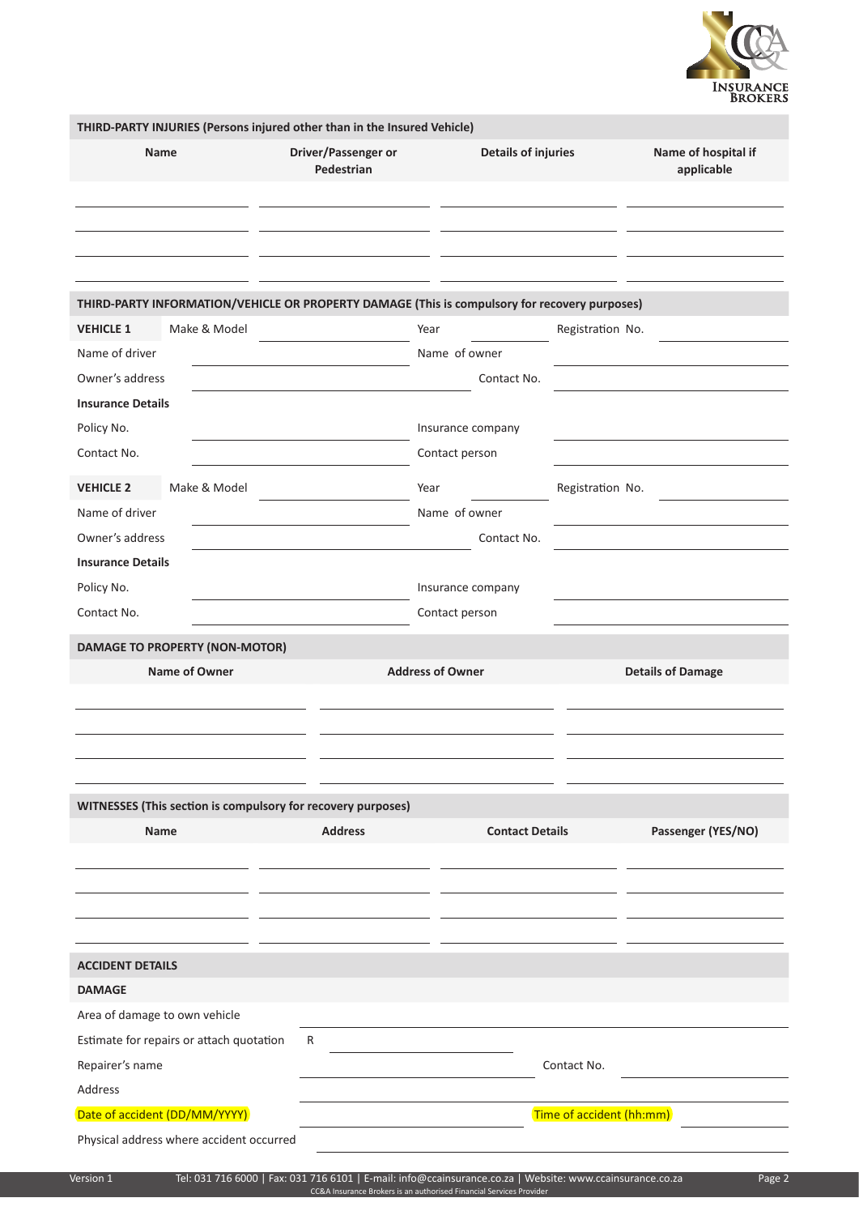## THIRD-PARTY INJURIES (Persons injured other than in the Insured Vehicle)

| Name | Driver/Passenger or Pedestrian | Details of injuries | Name of hospital if applicable |
|---|---|---|---|
| | | | |
| | | | |
| | | | |
| | | | |

## THIRD-PARTY INFORMATION/VEHICLE OR PROPERTY DAMAGE (This is compulsory for recovery purposes)

**VEHICLE 1** Make & Model ____________ Year ________ Registration No. ____________

Name of driver ____________ Name of owner ____________

Owner's address ____________ Contact No. ____________

**Insurance Details**

Policy No. ____________ Insurance company ____________

Contact No. ____________ Contact person ____________

**VEHICLE 2** Make & Model ____________ Year ________ Registration No. ____________

Name of driver ____________ Name of owner ____________

Owner's address ____________ Contact No. ____________

**Insurance Details**

Policy No. ____________ Insurance company ____________

Contact No. ____________ Contact person ____________

## DAMAGE TO PROPERTY (NON-MOTOR)

| Name of Owner | Address of Owner | Details of Damage |
|---|---|---|
| | | |
| | | |
| | | |
| | | |

## WITNESSES (This section is compulsory for recovery purposes)

| Name | Address | Contact Details | Passenger (YES/NO) |
|---|---|---|---|
| | | | |
| | | | |
| | | | |
| | | | |

## ACCIDENT DETAILS

### DAMAGE

Area of damage to own vehicle ____________

Estimate for repairs or attach quotation R ____________

Repairer's name ____________ Contact No. ____________

Address ____________

Date of accident (DD/MM/YYYY) ____________ Time of accident (hh:mm) ____________

Physical address where accident occurred ____________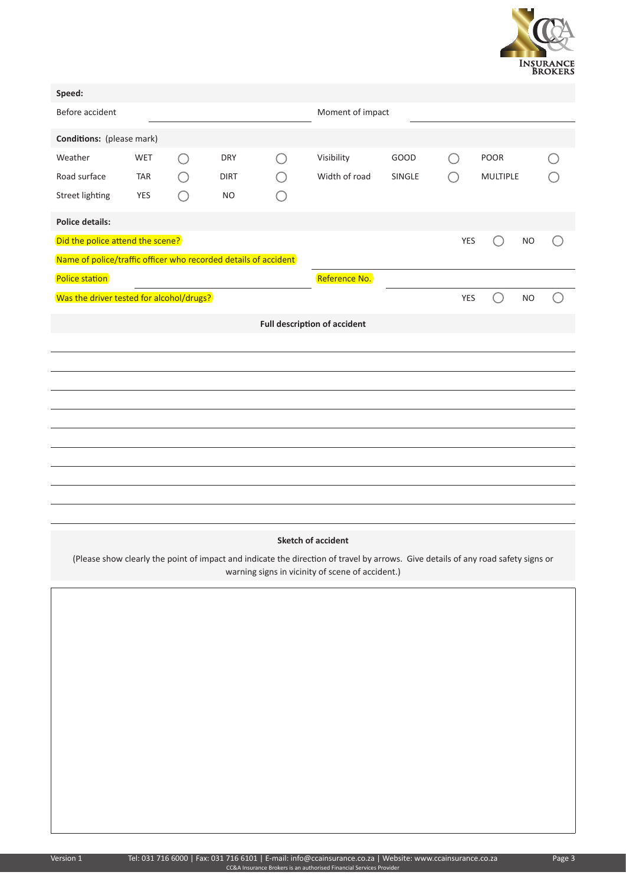**Speed:**

| Before accident | | Moment of impact | |
|---|---|---|---|

**Conditions:** (please mark)

| | | | | | | | | | |
|---|---|---|---|---|---|---|---|---|---|
| Weather | WET | ◯ | DRY | ◯ | Visibility | GOOD | ◯ | POOR | ◯ |
| Road surface | TAR | ◯ | DIRT | ◯ | Width of road | SINGLE | ◯ | MULTIPLE | ◯ |
| Street lighting | YES | ◯ | NO | ◯ | | | | | |

**Police details:**

| | | | | |
|---|---|---|---|---|
| Did the police attend the scene? | YES | ◯ | NO | ◯ |

| | |
|---|---|
| Name of police/traffic officer who recorded details of accident | |

| Police station | | Reference No. | |
|---|---|---|---|

| | | | | |
|---|---|---|---|---|
| Was the driver tested for alcohol/drugs? | YES | ◯ | NO | ◯ |

**Full description of accident**

\_\_\_\_\_\_\_\_\_\_\_\_\_\_\_\_\_\_\_\_\_\_\_\_\_\_\_\_\_\_\_\_\_\_\_\_\_\_\_\_\_\_\_\_\_\_\_\_\_\_\_\_\_\_\_\_\_\_\_\_\_\_\_\_\_\_

\_\_\_\_\_\_\_\_\_\_\_\_\_\_\_\_\_\_\_\_\_\_\_\_\_\_\_\_\_\_\_\_\_\_\_\_\_\_\_\_\_\_\_\_\_\_\_\_\_\_\_\_\_\_\_\_\_\_\_\_\_\_\_\_\_\_

\_\_\_\_\_\_\_\_\_\_\_\_\_\_\_\_\_\_\_\_\_\_\_\_\_\_\_\_\_\_\_\_\_\_\_\_\_\_\_\_\_\_\_\_\_\_\_\_\_\_\_\_\_\_\_\_\_\_\_\_\_\_\_\_\_\_

\_\_\_\_\_\_\_\_\_\_\_\_\_\_\_\_\_\_\_\_\_\_\_\_\_\_\_\_\_\_\_\_\_\_\_\_\_\_\_\_\_\_\_\_\_\_\_\_\_\_\_\_\_\_\_\_\_\_\_\_\_\_\_\_\_\_

\_\_\_\_\_\_\_\_\_\_\_\_\_\_\_\_\_\_\_\_\_\_\_\_\_\_\_\_\_\_\_\_\_\_\_\_\_\_\_\_\_\_\_\_\_\_\_\_\_\_\_\_\_\_\_\_\_\_\_\_\_\_\_\_\_\_

\_\_\_\_\_\_\_\_\_\_\_\_\_\_\_\_\_\_\_\_\_\_\_\_\_\_\_\_\_\_\_\_\_\_\_\_\_\_\_\_\_\_\_\_\_\_\_\_\_\_\_\_\_\_\_\_\_\_\_\_\_\_\_\_\_\_

\_\_\_\_\_\_\_\_\_\_\_\_\_\_\_\_\_\_\_\_\_\_\_\_\_\_\_\_\_\_\_\_\_\_\_\_\_\_\_\_\_\_\_\_\_\_\_\_\_\_\_\_\_\_\_\_\_\_\_\_\_\_\_\_\_\_

\_\_\_\_\_\_\_\_\_\_\_\_\_\_\_\_\_\_\_\_\_\_\_\_\_\_\_\_\_\_\_\_\_\_\_\_\_\_\_\_\_\_\_\_\_\_\_\_\_\_\_\_\_\_\_\_\_\_\_\_\_\_\_\_\_\_

\_\_\_\_\_\_\_\_\_\_\_\_\_\_\_\_\_\_\_\_\_\_\_\_\_\_\_\_\_\_\_\_\_\_\_\_\_\_\_\_\_\_\_\_\_\_\_\_\_\_\_\_\_\_\_\_\_\_\_\_\_\_\_\_\_\_

\_\_\_\_\_\_\_\_\_\_\_\_\_\_\_\_\_\_\_\_\_\_\_\_\_\_\_\_\_\_\_\_\_\_\_\_\_\_\_\_\_\_\_\_\_\_\_\_\_\_\_\_\_\_\_\_\_\_\_\_\_\_\_\_\_\_

**Sketch of accident**

(Please show clearly the point of impact and indicate the direction of travel by arrows. Give details of any road safety signs or warning signs in vicinity of scene of accident.)

| |
|---|
| |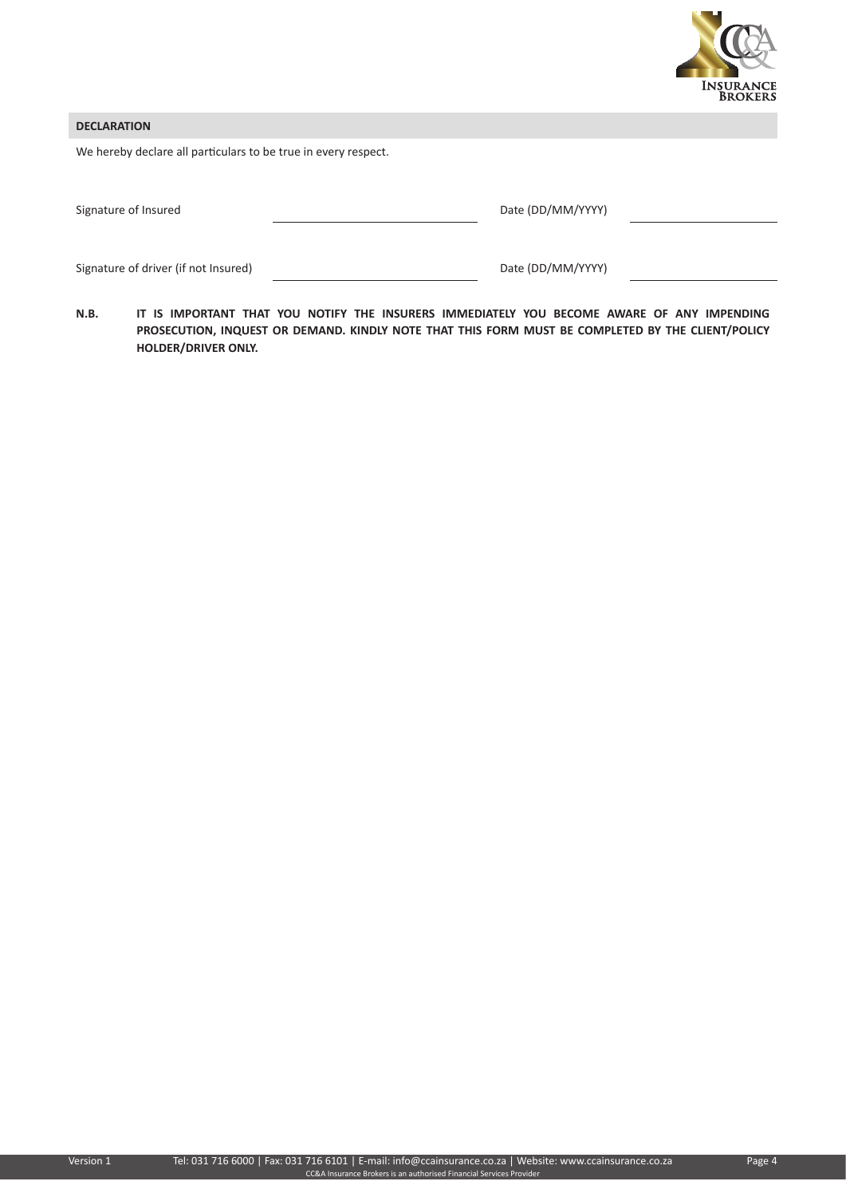## DECLARATION

We hereby declare all particulars to be true in every respect.

Signature of Insured \_\_\_\_\_\_\_\_\_\_\_\_\_\_\_\_\_\_\_\_\_\_\_\_ Date (DD/MM/YYYY) \_\_\_\_\_\_\_\_\_\_\_\_\_\_\_\_\_\_\_\_

Signature of driver (if not Insured) \_\_\_\_\_\_\_\_\_\_\_\_\_\_\_\_\_\_\_\_\_\_\_\_ Date (DD/MM/YYYY) \_\_\_\_\_\_\_\_\_\_\_\_\_\_\_\_\_\_\_\_

**N.B. IT IS IMPORTANT THAT YOU NOTIFY THE INSURERS IMMEDIATELY YOU BECOME AWARE OF ANY IMPENDING PROSECUTION, INQUEST OR DEMAND. KINDLY NOTE THAT THIS FORM MUST BE COMPLETED BY THE CLIENT/POLICY HOLDER/DRIVER ONLY.**